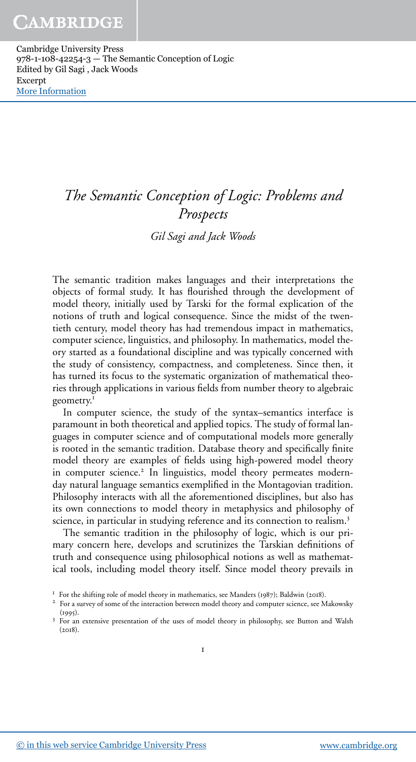# *The Semantic Conception of Logic: Problems and Prospects*

*Gil Sagi and Jack Woods*

The semantic tradition makes languages and their interpretations the objects of formal study. It has flourished through the development of model theory, initially used by Tarski for the formal explication of the notions of truth and logical consequence. Since the midst of the twentieth century, model theory has had tremendous impact in mathematics, computer science, linguistics, and philosophy. In mathematics, model theory started as a foundational discipline and was typically concerned with the study of consistency, compactness, and completeness. Since then, it has turned its focus to the systematic organization of mathematical theories through applications in various fields from number theory to algebraic geometry.[1]

In computer science, the study of the syntax–semantics interface is paramount in both theoretical and applied topics. The study of formal languages in computer science and of computational models more generally is rooted in the semantic tradition. Database theory and specifically finite model theory are examples of fields using high-powered model theory in computer science.[2] In linguistics, model theory permeates modern-day natural language semantics exemplified in the Montagovian tradition. Philosophy interacts with all the aforementioned disciplines, but also has its own connections to model theory in metaphysics and philosophy of science, in particular in studying reference and its connection to realism.[3]

The semantic tradition in the philosophy of logic, which is our primary concern here, develops and scrutinizes the Tarskian definitions of truth and consequence using philosophical notions as well as mathematical tools, including model theory itself. Since model theory prevails in

---

[1] For the shifting role of model theory in mathematics, see Manders (1987); Baldwin (2018).

[2] For a survey of some of the interaction between model theory and computer science, see Makowsky (1995).

[3] For an extensive presentation of the uses of model theory in philosophy, see Button and Walsh (2018).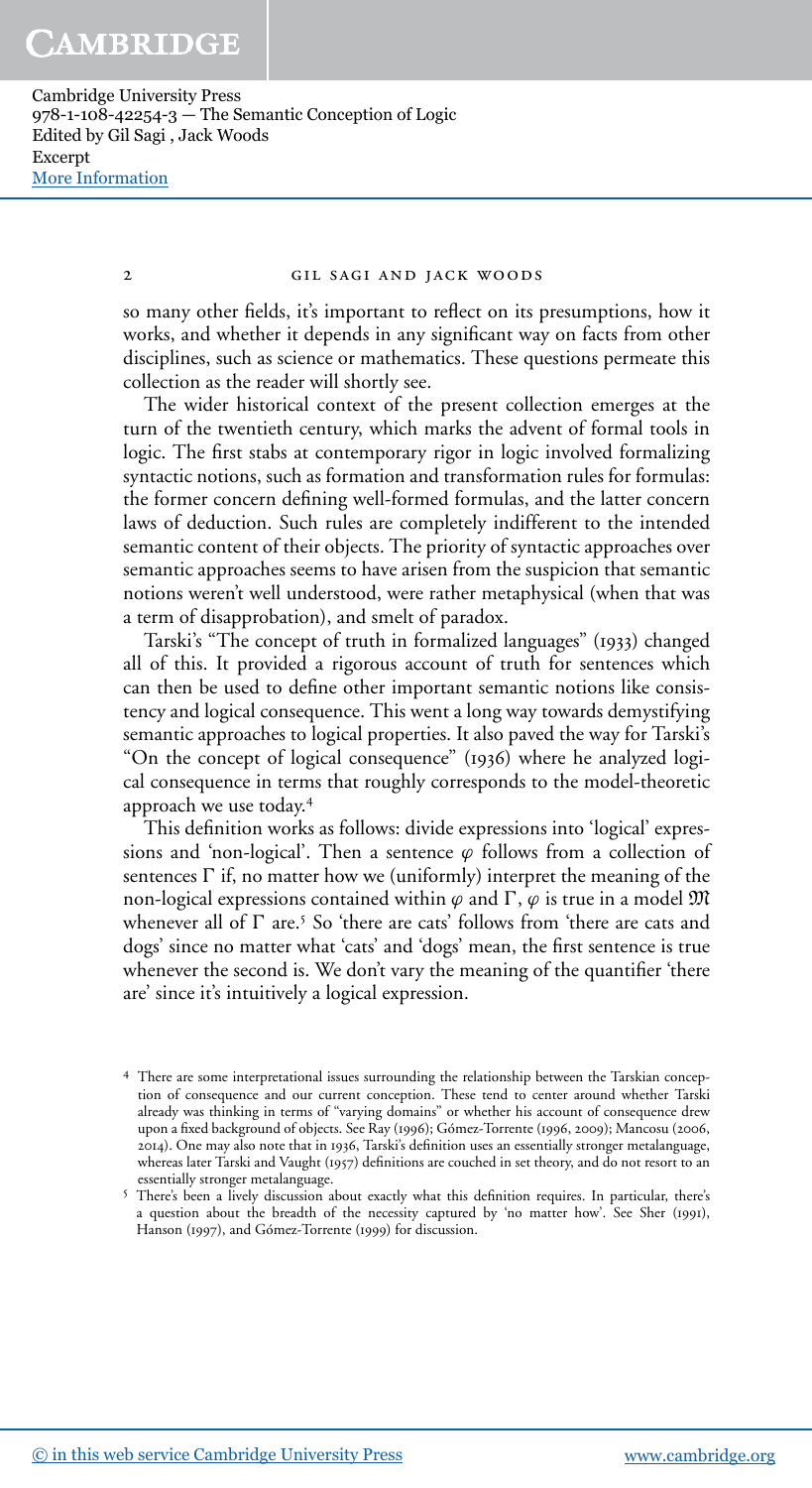so many other fields, it's important to reflect on its presumptions, how it works, and whether it depends in any significant way on facts from other disciplines, such as science or mathematics. These questions permeate this collection as the reader will shortly see.

The wider historical context of the present collection emerges at the turn of the twentieth century, which marks the advent of formal tools in logic. The first stabs at contemporary rigor in logic involved formalizing syntactic notions, such as formation and transformation rules for formulas: the former concern defining well-formed formulas, and the latter concern laws of deduction. Such rules are completely indifferent to the intended semantic content of their objects. The priority of syntactic approaches over semantic approaches seems to have arisen from the suspicion that semantic notions weren't well understood, were rather metaphysical (when that was a term of disapprobation), and smelt of paradox.

Tarski's "The concept of truth in formalized languages" (1933) changed all of this. It provided a rigorous account of truth for sentences which can then be used to define other important semantic notions like consistency and logical consequence. This went a long way towards demystifying semantic approaches to logical properties. It also paved the way for Tarski's "On the concept of logical consequence" (1936) where he analyzed logical consequence in terms that roughly corresponds to the model-theoretic approach we use today.[4]

This definition works as follows: divide expressions into 'logical' expressions and 'non-logical'. Then a sentence $\varphi$ follows from a collection of sentences $\Gamma$ if, no matter how we (uniformly) interpret the meaning of the non-logical expressions contained within $\varphi$ and $\Gamma$, $\varphi$ is true in a model $\mathfrak{M}$ whenever all of $\Gamma$ are.[5] So 'there are cats' follows from 'there are cats and dogs' since no matter what 'cats' and 'dogs' mean, the first sentence is true whenever the second is. We don't vary the meaning of the quantifier 'there are' since it's intuitively a logical expression.

---

[4] There are some interpretational issues surrounding the relationship between the Tarskian conception of consequence and our current conception. These tend to center around whether Tarski already was thinking in terms of "varying domains" or whether his account of consequence drew upon a fixed background of objects. See Ray (1996); Gómez-Torrente (1996, 2009); Mancosu (2006, 2014). One may also note that in 1936, Tarski's definition uses an essentially stronger metalanguage, whereas later Tarski and Vaught (1957) definitions are couched in set theory, and do not resort to an essentially stronger metalanguage.

[5] There's been a lively discussion about exactly what this definition requires. In particular, there's a question about the breadth of the necessity captured by 'no matter how'. See Sher (1991), Hanson (1997), and Gómez-Torrente (1999) for discussion.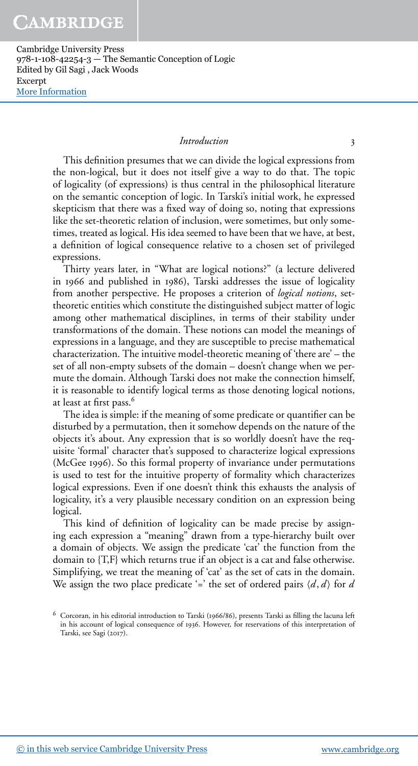This definition presumes that we can divide the logical expressions from the non-logical, but it does not itself give a way to do that. The topic of logicality (of expressions) is thus central in the philosophical literature on the semantic conception of logic. In Tarski's initial work, he expressed skepticism that there was a fixed way of doing so, noting that expressions like the set-theoretic relation of inclusion, were sometimes, but only sometimes, treated as logical. His idea seemed to have been that we have, at best, a definition of logical consequence relative to a chosen set of privileged expressions.

Thirty years later, in "What are logical notions?" (a lecture delivered in 1966 and published in 1986), Tarski addresses the issue of logicality from another perspective. He proposes a criterion of *logical notions*, set-theoretic entities which constitute the distinguished subject matter of logic among other mathematical disciplines, in terms of their stability under transformations of the domain. These notions can model the meanings of expressions in a language, and they are susceptible to precise mathematical characterization. The intuitive model-theoretic meaning of 'there are' – the set of all non-empty subsets of the domain – doesn't change when we permute the domain. Although Tarski does not make the connection himself, it is reasonable to identify logical terms as those denoting logical notions, at least at first pass.[6]

The idea is simple: if the meaning of some predicate or quantifier can be disturbed by a permutation, then it somehow depends on the nature of the objects it's about. Any expression that is so worldly doesn't have the requisite 'formal' character that's supposed to characterize logical expressions (McGee 1996). So this formal property of invariance under permutations is used to test for the intuitive property of formality which characterizes logical expressions. Even if one doesn't think this exhausts the analysis of logicality, it's a very plausible necessary condition on an expression being logical.

This kind of definition of logicality can be made precise by assigning each expression a "meaning" drawn from a type-hierarchy built over a domain of objects. We assign the predicate 'cat' the function from the domain to {T,F} which returns true if an object is a cat and false otherwise. Simplifying, we treat the meaning of 'cat' as the set of cats in the domain. We assign the two place predicate '=' the set of ordered pairs $\langle d, d \rangle$ for $d$

[6] Corcoran, in his editorial introduction to Tarski (1966/86), presents Tarski as filling the lacuna left in his account of logical consequence of 1936. However, for reservations of this interpretation of Tarski, see Sagi (2017).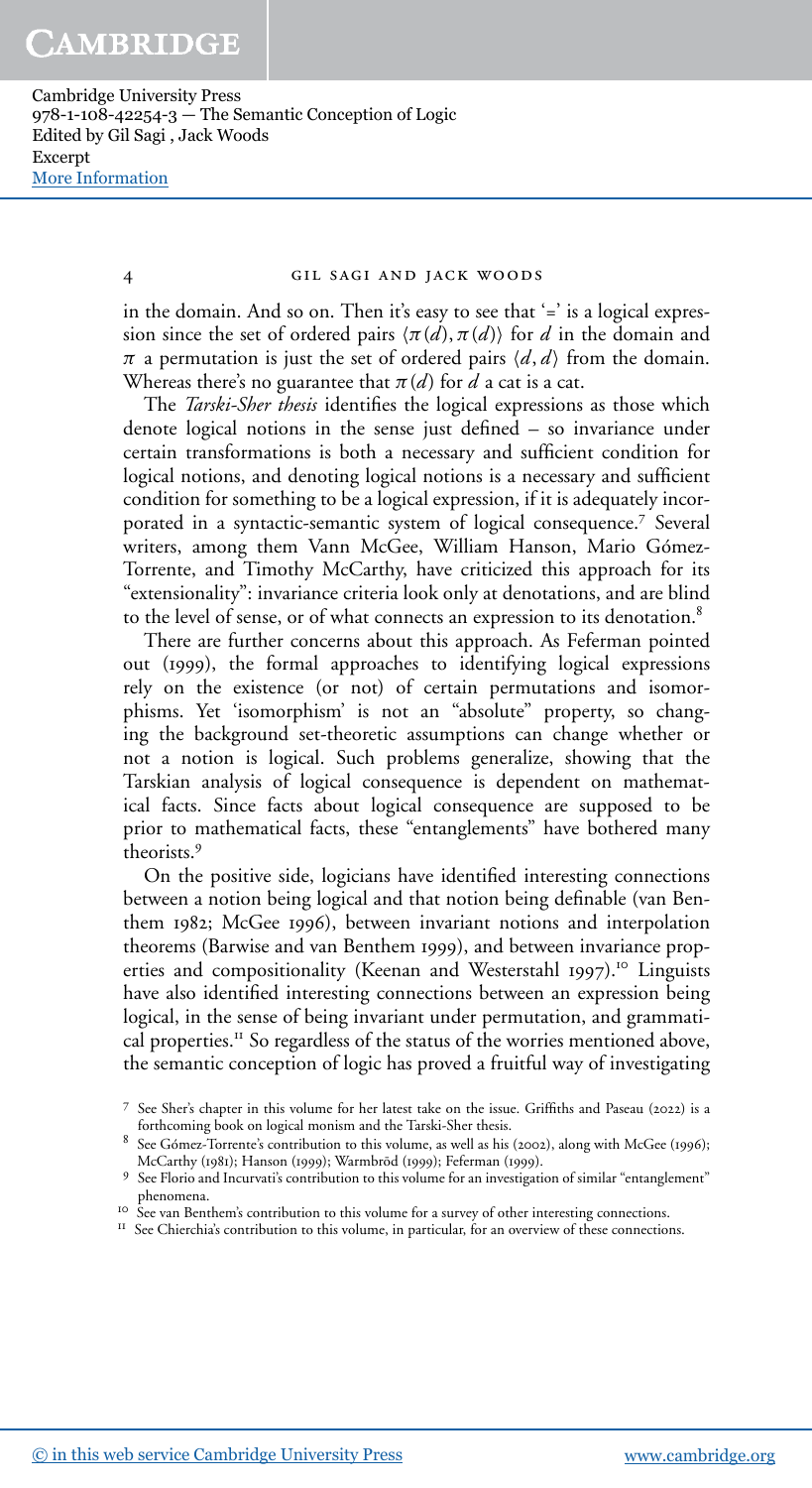in the domain. And so on. Then it's easy to see that '=' is a logical expression since the set of ordered pairs $\langle \pi(d), \pi(d) \rangle$ for $d$ in the domain and $\pi$ a permutation is just the set of ordered pairs $\langle d, d \rangle$ from the domain. Whereas there's no guarantee that $\pi(d)$ for $d$ a cat is a cat.

The *Tarski-Sher thesis* identifies the logical expressions as those which denote logical notions in the sense just defined – so invariance under certain transformations is both a necessary and sufficient condition for logical notions, and denoting logical notions is a necessary and sufficient condition for something to be a logical expression, if it is adequately incorporated in a syntactic-semantic system of logical consequence.[7] Several writers, among them Vann McGee, William Hanson, Mario Gómez-Torrente, and Timothy McCarthy, have criticized this approach for its "extensionality": invariance criteria look only at denotations, and are blind to the level of sense, or of what connects an expression to its denotation.[8]

There are further concerns about this approach. As Feferman pointed out (1999), the formal approaches to identifying logical expressions rely on the existence (or not) of certain permutations and isomorphisms. Yet 'isomorphism' is not an "absolute" property, so changing the background set-theoretic assumptions can change whether or not a notion is logical. Such problems generalize, showing that the Tarskian analysis of logical consequence is dependent on mathematical facts. Since facts about logical consequence are supposed to be prior to mathematical facts, these "entanglements" have bothered many theorists.[9]

On the positive side, logicians have identified interesting connections between a notion being logical and that notion being definable (van Benthem 1982; McGee 1996), between invariant notions and interpolation theorems (Barwise and van Benthem 1999), and between invariance properties and compositionality (Keenan and Westerstahl 1997).[10] Linguists have also identified interesting connections between an expression being logical, in the sense of being invariant under permutation, and grammatical properties.[11] So regardless of the status of the worries mentioned above, the semantic conception of logic has proved a fruitful way of investigating

[7] See Sher's chapter in this volume for her latest take on the issue. Griffiths and Paseau (2022) is a forthcoming book on logical monism and the Tarski-Sher thesis.

[8] See Gómez-Torrente's contribution to this volume, as well as his (2002), along with McGee (1996); McCarthy (1981); Hanson (1999); Warmbrōd (1999); Feferman (1999).

[9] See Florio and Incurvati's contribution to this volume for an investigation of similar "entanglement" phenomena.

[10] See van Benthem's contribution to this volume for a survey of other interesting connections.

[11] See Chierchia's contribution to this volume, in particular, for an overview of these connections.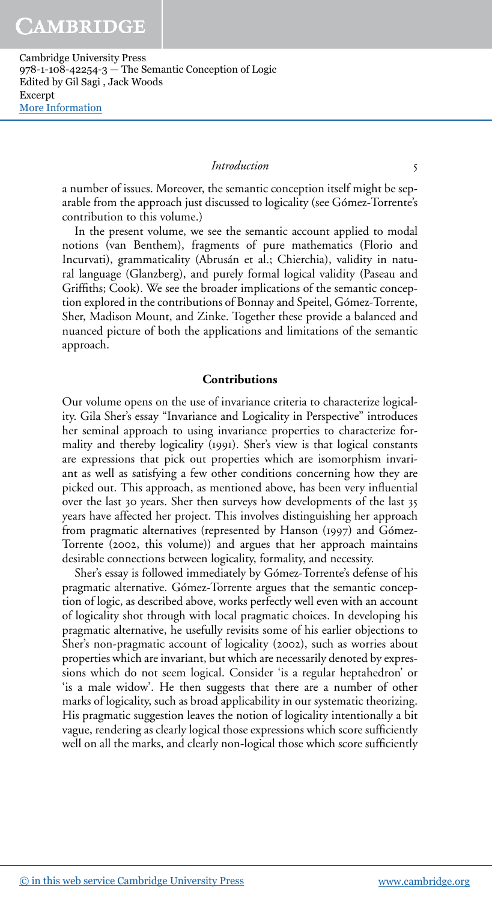a number of issues. Moreover, the semantic conception itself might be separable from the approach just discussed to logicality (see Gómez-Torrente's contribution to this volume.)

In the present volume, we see the semantic account applied to modal notions (van Benthem), fragments of pure mathematics (Florio and Incurvati), grammaticality (Abrusán et al.; Chierchia), validity in natural language (Glanzberg), and purely formal logical validity (Paseau and Griffiths; Cook). We see the broader implications of the semantic conception explored in the contributions of Bonnay and Speitel, Gómez-Torrente, Sher, Madison Mount, and Zinke. Together these provide a balanced and nuanced picture of both the applications and limitations of the semantic approach.

## Contributions

Our volume opens on the use of invariance criteria to characterize logicality. Gila Sher's essay "Invariance and Logicality in Perspective" introduces her seminal approach to using invariance properties to characterize formality and thereby logicality (1991). Sher's view is that logical constants are expressions that pick out properties which are isomorphism invariant as well as satisfying a few other conditions concerning how they are picked out. This approach, as mentioned above, has been very influential over the last 30 years. Sher then surveys how developments of the last 35 years have affected her project. This involves distinguishing her approach from pragmatic alternatives (represented by Hanson (1997) and Gómez-Torrente (2002, this volume)) and argues that her approach maintains desirable connections between logicality, formality, and necessity.

Sher's essay is followed immediately by Gómez-Torrente's defense of his pragmatic alternative. Gómez-Torrente argues that the semantic conception of logic, as described above, works perfectly well even with an account of logicality shot through with local pragmatic choices. In developing his pragmatic alternative, he usefully revisits some of his earlier objections to Sher's non-pragmatic account of logicality (2002), such as worries about properties which are invariant, but which are necessarily denoted by expressions which do not seem logical. Consider 'is a regular heptahedron' or 'is a male widow'. He then suggests that there are a number of other marks of logicality, such as broad applicability in our systematic theorizing. His pragmatic suggestion leaves the notion of logicality intentionally a bit vague, rendering as clearly logical those expressions which score sufficiently well on all the marks, and clearly non-logical those which score sufficiently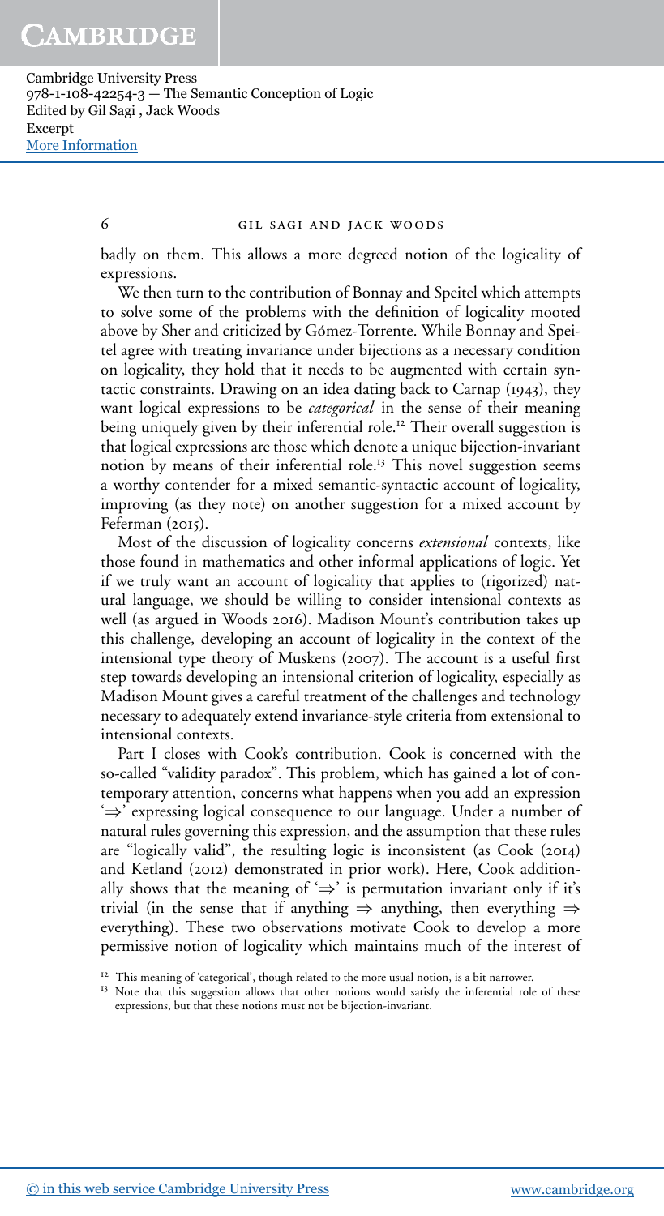badly on them. This allows a more degreed notion of the logicality of expressions.

We then turn to the contribution of Bonnay and Speitel which attempts to solve some of the problems with the definition of logicality mooted above by Sher and criticized by Gómez-Torrente. While Bonnay and Speitel agree with treating invariance under bijections as a necessary condition on logicality, they hold that it needs to be augmented with certain syntactic constraints. Drawing on an idea dating back to Carnap (1943), they want logical expressions to be *categorical* in the sense of their meaning being uniquely given by their inferential role.[12] Their overall suggestion is that logical expressions are those which denote a unique bijection-invariant notion by means of their inferential role.[13] This novel suggestion seems a worthy contender for a mixed semantic-syntactic account of logicality, improving (as they note) on another suggestion for a mixed account by Feferman (2015).

Most of the discussion of logicality concerns *extensional* contexts, like those found in mathematics and other informal applications of logic. Yet if we truly want an account of logicality that applies to (rigorized) natural language, we should be willing to consider intensional contexts as well (as argued in Woods 2016). Madison Mount's contribution takes up this challenge, developing an account of logicality in the context of the intensional type theory of Muskens (2007). The account is a useful first step towards developing an intensional criterion of logicality, especially as Madison Mount gives a careful treatment of the challenges and technology necessary to adequately extend invariance-style criteria from extensional to intensional contexts.

Part I closes with Cook's contribution. Cook is concerned with the so-called "validity paradox". This problem, which has gained a lot of contemporary attention, concerns what happens when you add an expression '$\Rightarrow$' expressing logical consequence to our language. Under a number of natural rules governing this expression, and the assumption that these rules are "logically valid", the resulting logic is inconsistent (as Cook (2014) and Ketland (2012) demonstrated in prior work). Here, Cook additionally shows that the meaning of '$\Rightarrow$' is permutation invariant only if it's trivial (in the sense that if anything $\Rightarrow$ anything, then everything $\Rightarrow$ everything). These two observations motivate Cook to develop a more permissive notion of logicality which maintains much of the interest of

[12] This meaning of 'categorical', though related to the more usual notion, is a bit narrower.

[13] Note that this suggestion allows that other notions would satisfy the inferential role of these expressions, but that these notions must not be bijection-invariant.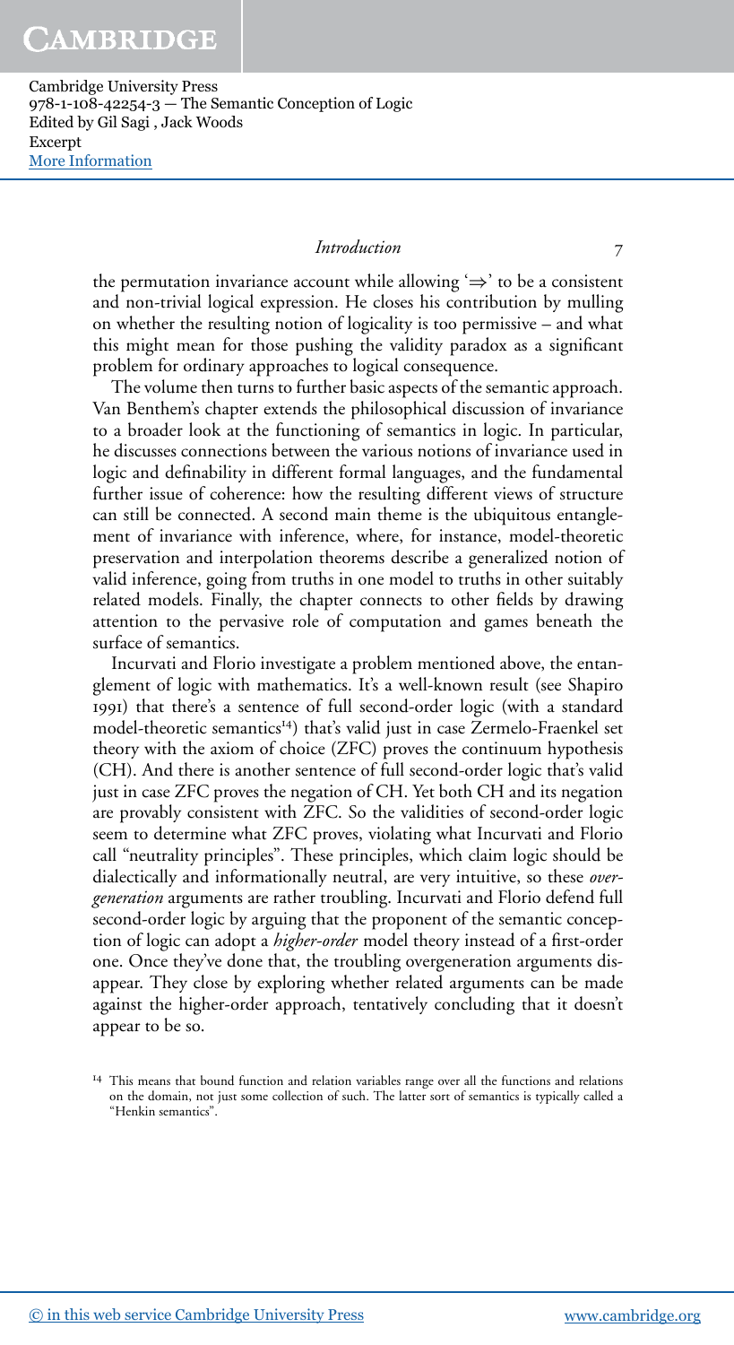the permutation invariance account while allowing '⇒' to be a consistent and non-trivial logical expression. He closes his contribution by mulling on whether the resulting notion of logicality is too permissive – and what this might mean for those pushing the validity paradox as a significant problem for ordinary approaches to logical consequence.

The volume then turns to further basic aspects of the semantic approach. Van Benthem's chapter extends the philosophical discussion of invariance to a broader look at the functioning of semantics in logic. In particular, he discusses connections between the various notions of invariance used in logic and definability in different formal languages, and the fundamental further issue of coherence: how the resulting different views of structure can still be connected. A second main theme is the ubiquitous entanglement of invariance with inference, where, for instance, model-theoretic preservation and interpolation theorems describe a generalized notion of valid inference, going from truths in one model to truths in other suitably related models. Finally, the chapter connects to other fields by drawing attention to the pervasive role of computation and games beneath the surface of semantics.

Incurvati and Florio investigate a problem mentioned above, the entanglement of logic with mathematics. It's a well-known result (see Shapiro 1991) that there's a sentence of full second-order logic (with a standard model-theoretic semantics[14]) that's valid just in case Zermelo-Fraenkel set theory with the axiom of choice (ZFC) proves the continuum hypothesis (CH). And there is another sentence of full second-order logic that's valid just in case ZFC proves the negation of CH. Yet both CH and its negation are provably consistent with ZFC. So the validities of second-order logic seem to determine what ZFC proves, violating what Incurvati and Florio call "neutrality principles". These principles, which claim logic should be dialectically and informationally neutral, are very intuitive, so these *overgeneration* arguments are rather troubling. Incurvati and Florio defend full second-order logic by arguing that the proponent of the semantic conception of logic can adopt a *higher-order* model theory instead of a first-order one. Once they've done that, the troubling overgeneration arguments disappear. They close by exploring whether related arguments can be made against the higher-order approach, tentatively concluding that it doesn't appear to be so.

[14] This means that bound function and relation variables range over all the functions and relations on the domain, not just some collection of such. The latter sort of semantics is typically called a "Henkin semantics".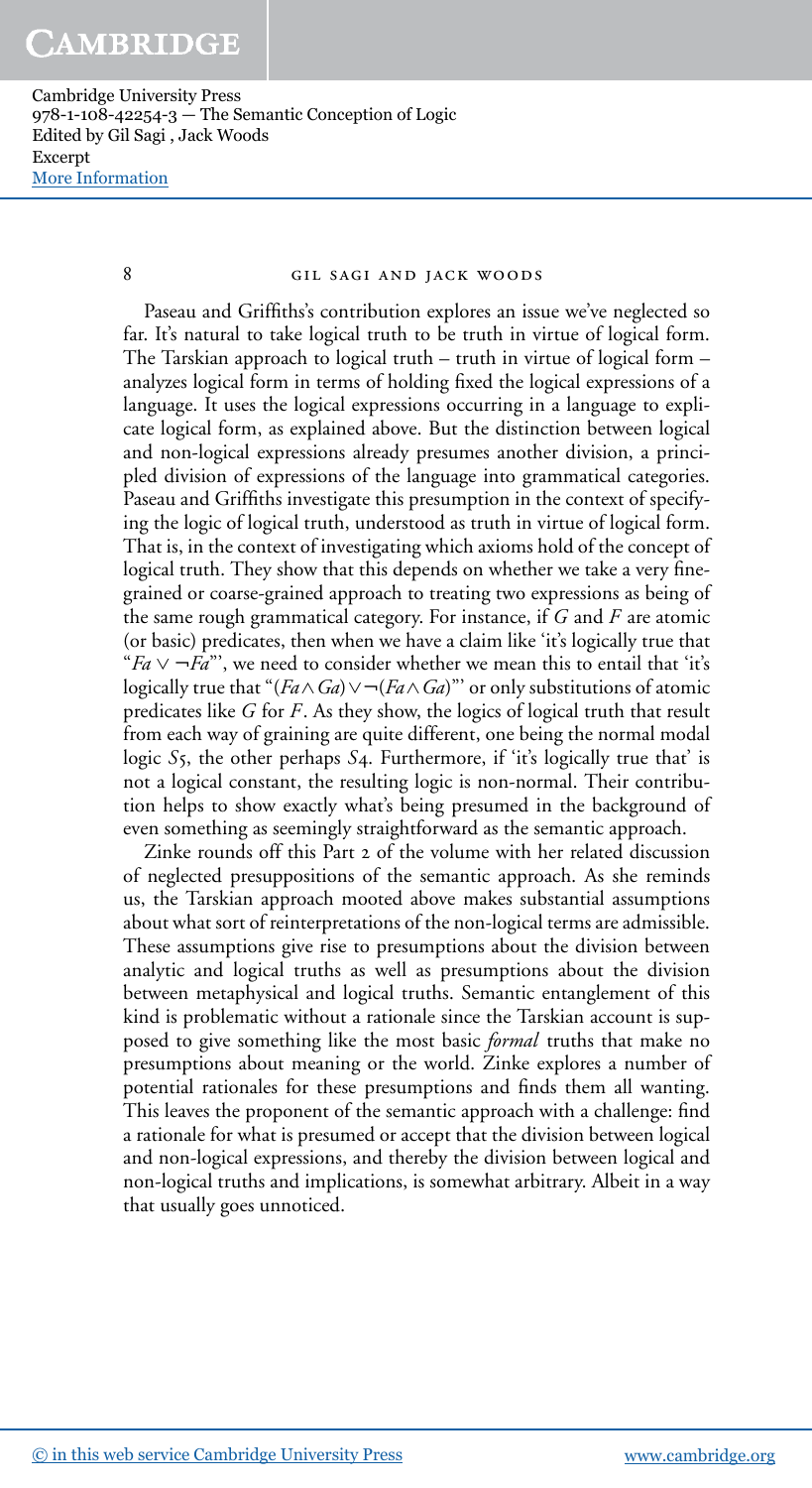Paseau and Griffiths's contribution explores an issue we've neglected so far. It's natural to take logical truth to be truth in virtue of logical form. The Tarskian approach to logical truth – truth in virtue of logical form – analyzes logical form in terms of holding fixed the logical expressions of a language. It uses the logical expressions occurring in a language to explicate logical form, as explained above. But the distinction between logical and non-logical expressions already presumes another division, a principled division of expressions of the language into grammatical categories. Paseau and Griffiths investigate this presumption in the context of specifying the logic of logical truth, understood as truth in virtue of logical form. That is, in the context of investigating which axioms hold of the concept of logical truth. They show that this depends on whether we take a very fine-grained or coarse-grained approach to treating two expressions as being of the same rough grammatical category. For instance, if $G$ and $F$ are atomic (or basic) predicates, then when we have a claim like 'it's logically true that "$Fa \vee \neg Fa$"', we need to consider whether we mean this to entail that 'it's logically true that "$(Fa \wedge Ga) \vee \neg(Fa \wedge Ga)$"' or only substitutions of atomic predicates like $G$ for $F$. As they show, the logics of logical truth that result from each way of graining are quite different, one being the normal modal logic $S5$, the other perhaps $S4$. Furthermore, if 'it's logically true that' is not a logical constant, the resulting logic is non-normal. Their contribution helps to show exactly what's being presumed in the background of even something as seemingly straightforward as the semantic approach.

Zinke rounds off this Part 2 of the volume with her related discussion of neglected presuppositions of the semantic approach. As she reminds us, the Tarskian approach mooted above makes substantial assumptions about what sort of reinterpretations of the non-logical terms are admissible. These assumptions give rise to presumptions about the division between analytic and logical truths as well as presumptions about the division between metaphysical and logical truths. Semantic entanglement of this kind is problematic without a rationale since the Tarskian account is supposed to give something like the most basic *formal* truths that make no presumptions about meaning or the world. Zinke explores a number of potential rationales for these presumptions and finds them all wanting. This leaves the proponent of the semantic approach with a challenge: find a rationale for what is presumed or accept that the division between logical and non-logical expressions, and thereby the division between logical and non-logical truths and implications, is somewhat arbitrary. Albeit in a way that usually goes unnoticed.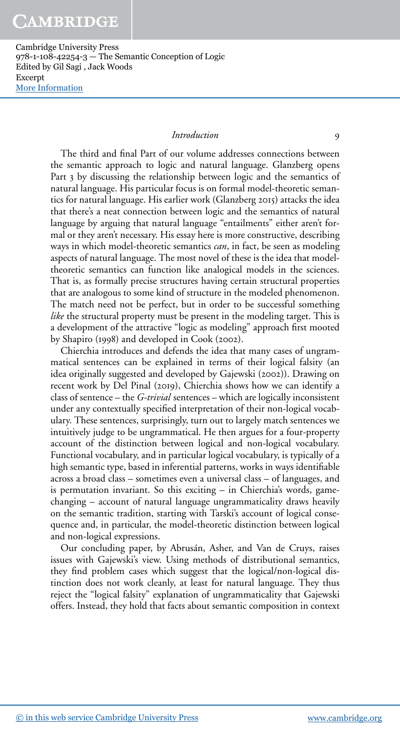The third and final Part of our volume addresses connections between the semantic approach to logic and natural language. Glanzberg opens Part 3 by discussing the relationship between logic and the semantics of natural language. His particular focus is on formal model-theoretic semantics for natural language. His earlier work (Glanzberg 2015) attacks the idea that there's a neat connection between logic and the semantics of natural language by arguing that natural language "entailments" either aren't formal or they aren't necessary. His essay here is more constructive, describing ways in which model-theoretic semantics *can*, in fact, be seen as modeling aspects of natural language. The most novel of these is the idea that model-theoretic semantics can function like analogical models in the sciences. That is, as formally precise structures having certain structural properties that are analogous to some kind of structure in the modeled phenomenon. The match need not be perfect, but in order to be successful something *like* the structural property must be present in the modeling target. This is a development of the attractive "logic as modeling" approach first mooted by Shapiro (1998) and developed in Cook (2002).

Chierchia introduces and defends the idea that many cases of ungrammatical sentences can be explained in terms of their logical falsity (an idea originally suggested and developed by Gajewski (2002)). Drawing on recent work by Del Pinal (2019), Chierchia shows how we can identify a class of sentence – the *G-trivial* sentences – which are logically inconsistent under any contextually specified interpretation of their non-logical vocabulary. These sentences, surprisingly, turn out to largely match sentences we intuitively judge to be ungrammatical. He then argues for a four-property account of the distinction between logical and non-logical vocabulary. Functional vocabulary, and in particular logical vocabulary, is typically of a high semantic type, based in inferential patterns, works in ways identifiable across a broad class – sometimes even a universal class – of languages, and is permutation invariant. So this exciting – in Chierchia's words, game-changing – account of natural language ungrammaticality draws heavily on the semantic tradition, starting with Tarski's account of logical consequence and, in particular, the model-theoretic distinction between logical and non-logical expressions.

Our concluding paper, by Abrusán, Asher, and Van de Cruys, raises issues with Gajewski's view. Using methods of distributional semantics, they find problem cases which suggest that the logical/non-logical distinction does not work cleanly, at least for natural language. They thus reject the "logical falsity" explanation of ungrammaticality that Gajewski offers. Instead, they hold that facts about semantic composition in context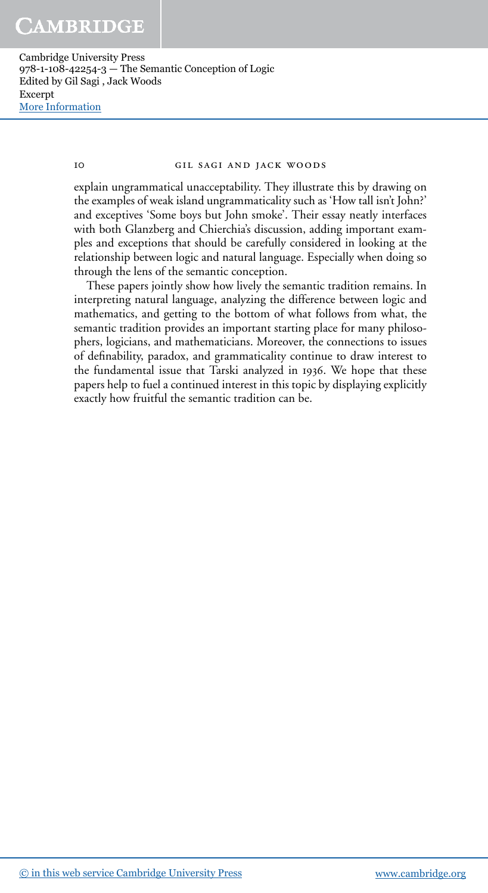explain ungrammatical unacceptability. They illustrate this by drawing on the examples of weak island ungrammaticality such as 'How tall isn't John?' and exceptives 'Some boys but John smoke'. Their essay neatly interfaces with both Glanzberg and Chierchia's discussion, adding important examples and exceptions that should be carefully considered in looking at the relationship between logic and natural language. Especially when doing so through the lens of the semantic conception.

These papers jointly show how lively the semantic tradition remains. In interpreting natural language, analyzing the difference between logic and mathematics, and getting to the bottom of what follows from what, the semantic tradition provides an important starting place for many philosophers, logicians, and mathematicians. Moreover, the connections to issues of definability, paradox, and grammaticality continue to draw interest to the fundamental issue that Tarski analyzed in 1936. We hope that these papers help to fuel a continued interest in this topic by displaying explicitly exactly how fruitful the semantic tradition can be.